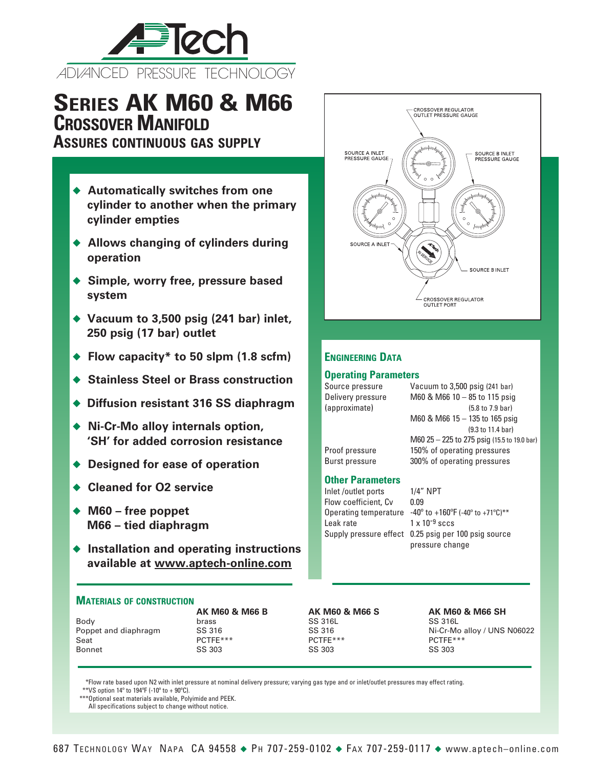# Series AK M60 & M66

## Crossover Manifold

### Assures continuous gas supply

- **Automatically switches from one cylinder to another when the primary cylinder empties**
- **Allows changing of cylinders during operation**
- **Simple, worry free, pressure based system**
- **Vacuum to 3,500 psig (241 bar) inlet, 250 psig (17 bar) outlet**
- **Flow capacity* to 50 slpm (1.8 scfm)**
- **Stainless Steel or Brass construction**
- **Diffusion resistant 316 SS diaphragm**
- **Ni-Cr-Mo alloy internals option, 'SH' for added corrosion resistance**
- **Designed for ease of operation**
- **Cleaned for O2 service**
- **M60 – free poppet**
  **M66 – tied diaphragm**
- **Installation and operating instructions available at www.aptech-online.com**

CROSSOVER REGULATOR OUTLET PRESSURE GAUGE
SOURCE A INLET PRESSURE GAUGE
SOURCE B INLET PRESSURE GAUGE
SOURCE A INLET
SOURCE B INLET
CROSSOVER REGULATOR OUTLET PORT

## Engineering Data

### Operating Parameters

| | |
|---|---|
| Source pressure | Vacuum to 3,500 psig (241 bar) |
| Delivery pressure (approximate) | M60 & M66 10 – 85 to 115 psig (5.8 to 7.9 bar) |
| | M60 & M66 15 – 135 to 165 psig (9.3 to 11.4 bar) |
| | M60 25 – 225 to 275 psig (15.5 to 19.0 bar) |
| Proof pressure | 150% of operating pressures |
| Burst pressure | 300% of operating pressures |

### Other Parameters

| | |
|---|---|
| Inlet /outlet ports | 1/4" NPT |
| Flow coefficient, Cv | 0.09 |
| Operating temperature | -40º to +160ºF (-40º to +71ºC)** |
| Leak rate | $1 \times 10^{-9}$ sccs |
| Supply pressure effect | 0.25 psig per 100 psig source pressure change |

## Materials of construction

| | AK M60 & M66 B | AK M60 & M66 S | AK M60 & M66 SH |
|---|---|---|---|
| Body | brass | SS 316L | SS 316L |
| Poppet and diaphragm | SS 316 | SS 316 | Ni-Cr-Mo alloy / UNS N06022 |
| Seat | PCTFE*** | PCTFE*** | PCTFE*** |
| Bonnet | SS 303 | SS 303 | SS 303 |

*Flow rate based upon N2 with inlet pressure at nominal delivery pressure; varying gas type and or inlet/outlet pressures may effect rating.
**VS option 14º to 194ºF (-10º to + 90ºC).
***Optional seat materials available, Polyimide and PEEK.
All specifications subject to change without notice.

687 Technology Way Napa CA 94558 ◆ Ph 707-259-0102 ◆ Fax 707-259-0117 ◆ www.aptech–online.com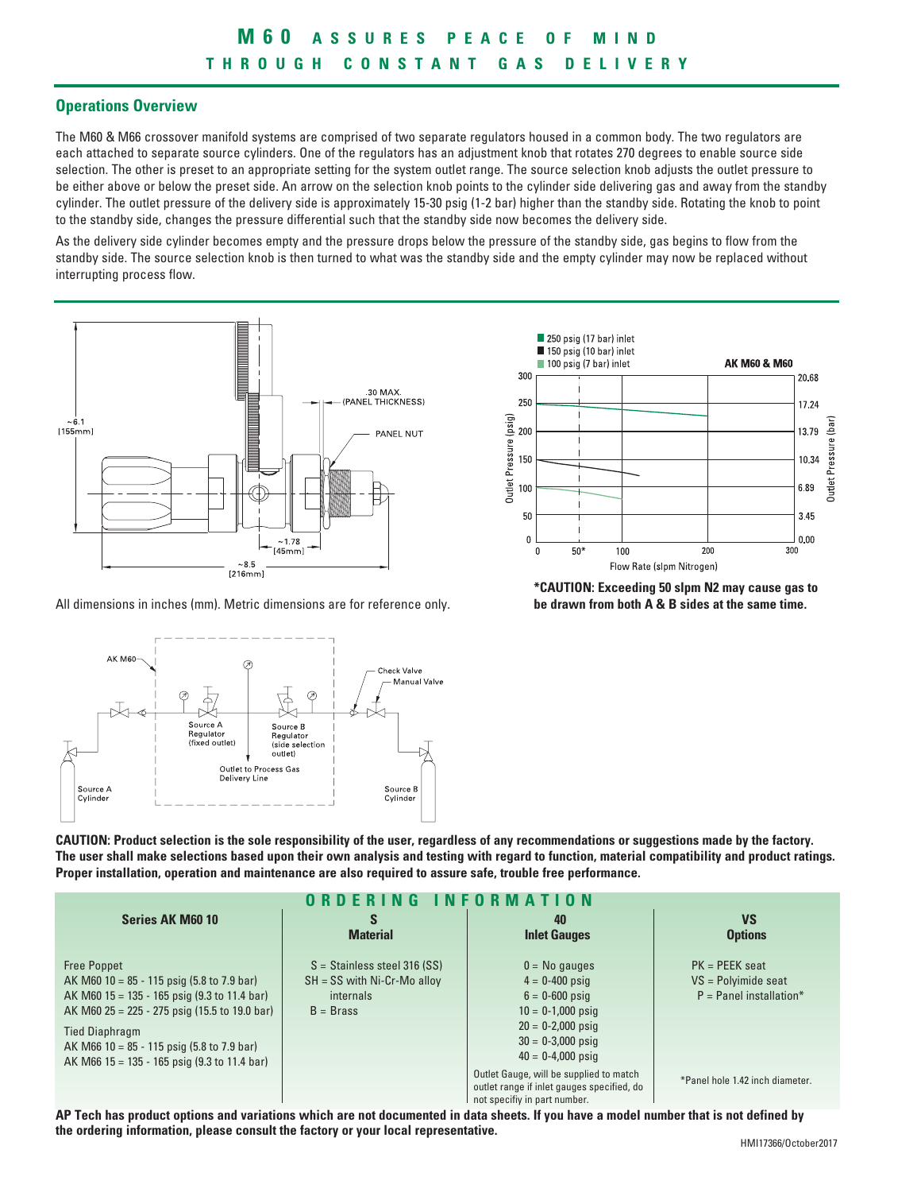# M60 ASSURES PEACE OF MIND THROUGH CONSTANT GAS DELIVERY

## Operations Overview

The M60 & M66 crossover manifold systems are comprised of two separate regulators housed in a common body. The two regulators are each attached to separate source cylinders. One of the regulators has an adjustment knob that rotates 270 degrees to enable source side selection. The other is preset to an appropriate setting for the system outlet range. The source selection knob adjusts the outlet pressure to be either above or below the preset side. An arrow on the selection knob points to the cylinder side delivering gas and away from the standby cylinder. The outlet pressure of the delivery side is approximately 15-30 psig (1-2 bar) higher than the standby side. Rotating the knob to point to the standby side, changes the pressure differential such that the standby side now becomes the delivery side.

As the delivery side cylinder becomes empty and the pressure drops below the pressure of the standby side, gas begins to flow from the standby side. The source selection knob is then turned to what was the standby side and the empty cylinder may now be replaced without interrupting process flow.

~6.1 [155mm]

.30 MAX. (PANEL THICKNESS)

PANEL NUT

~1.78 [45mm]

~8.5 [216mm]

All dimensions in inches (mm). Metric dimensions are for reference only.

250 psig (17 bar) inlet
150 psig (10 bar) inlet
100 psig (7 bar) inlet

AK M60 & M60

Outlet Pressure (psig): 0, 50, 100, 150, 200, 250, 300

Outlet Pressure (bar): 0.00, 3.45, 6.89, 10.34, 13.79, 17.24, 20.68

Flow Rate (slpm Nitrogen): 0, 50*, 100, 200, 300

**\*CAUTION: Exceeding 50 slpm N2 may cause gas to be drawn from both A & B sides at the same time.**

AK M60

Check Valve

Manual Valve

Source A Regulator (fixed outlet)

Source B Regulator (side selection outlet)

Outlet to Process Gas Delivery Line

Source A Cylinder

Source B Cylinder

**CAUTION: Product selection is the sole responsibility of the user, regardless of any recommendations or suggestions made by the factory. The user shall make selections based upon their own analysis and testing with regard to function, material compatibility and product ratings. Proper installation, operation and maintenance are also required to assure safe, trouble free performance.**

## ORDERING INFORMATION

| Series AK M60 10 | S<br>Material | 40<br>Inlet Gauges | VS<br>Options |
|---|---|---|---|
| Free Poppet<br>AK M60 10 = 85 - 115 psig (5.8 to 7.9 bar)<br>AK M60 15 = 135 - 165 psig (9.3 to 11.4 bar)<br>AK M60 25 = 225 - 275 psig (15.5 to 19.0 bar)<br><br>Tied Diaphragm<br>AK M66 10 = 85 - 115 psig (5.8 to 7.9 bar)<br>AK M66 15 = 135 - 165 psig (9.3 to 11.4 bar) | S = Stainless steel 316 (SS)<br>SH = SS with Ni-Cr-Mo alloy internals<br>B = Brass | 0 = No gauges<br>4 = 0-400 psig<br>6 = 0-600 psig<br>10 = 0-1,000 psig<br>20 = 0-2,000 psig<br>30 = 0-3,000 psig<br>40 = 0-4,000 psig<br><br>Outlet Gauge, will be supplied to match outlet range if inlet gauges specified, do not specifiy in part number. | PK = PEEK seat<br>VS = Polyimide seat<br>P = Panel installation*<br><br>*Panel hole 1.42 inch diameter. |

**AP Tech has product options and variations which are not documented in data sheets. If you have a model number that is not defined by the ordering information, please consult the factory or your local representative.**

HMI17366/October2017